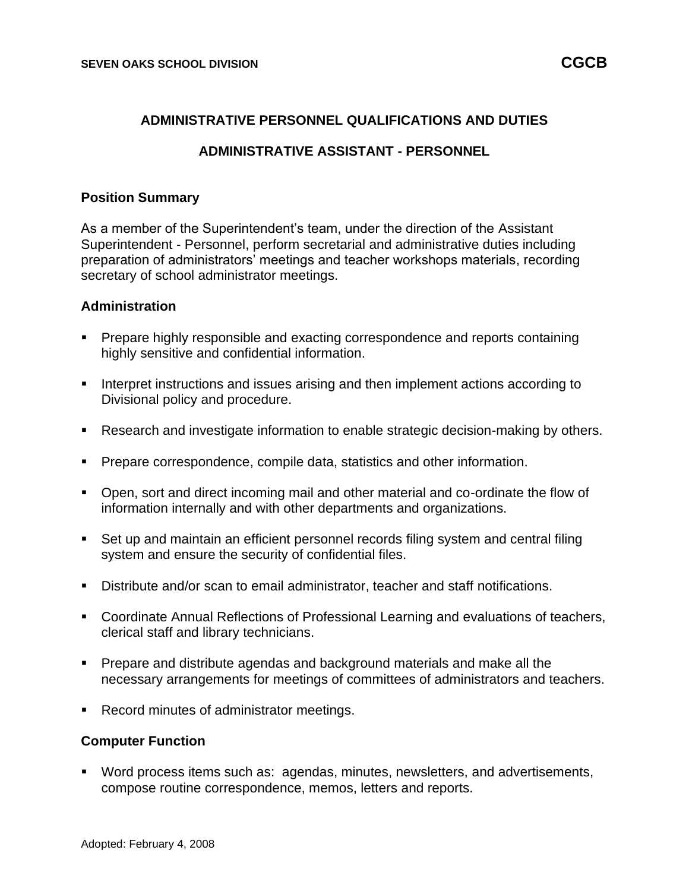# ADMINISTRATIVE PERSONNEL QUALIFICATIONS AND DUTIES

## ADMINISTRATIVE ASSISTANT - PERSONNEL

### Position Summary

As a member of the Superintendent's team, under the direction of the Assistant Superintendent - Personnel, perform secretarial and administrative duties including preparation of administrators' meetings and teacher workshops materials, recording secretary of school administrator meetings.

### Administration

- Prepare highly responsible and exacting correspondence and reports containing highly sensitive and confidential information.
- Interpret instructions and issues arising and then implement actions according to Divisional policy and procedure.
- Research and investigate information to enable strategic decision-making by others.
- Prepare correspondence, compile data, statistics and other information.
- Open, sort and direct incoming mail and other material and co-ordinate the flow of information internally and with other departments and organizations.
- Set up and maintain an efficient personnel records filing system and central filing system and ensure the security of confidential files.
- Distribute and/or scan to email administrator, teacher and staff notifications.
- Coordinate Annual Reflections of Professional Learning and evaluations of teachers, clerical staff and library technicians.
- Prepare and distribute agendas and background materials and make all the necessary arrangements for meetings of committees of administrators and teachers.
- Record minutes of administrator meetings.

### Computer Function

- Word process items such as: agendas, minutes, newsletters, and advertisements, compose routine correspondence, memos, letters and reports.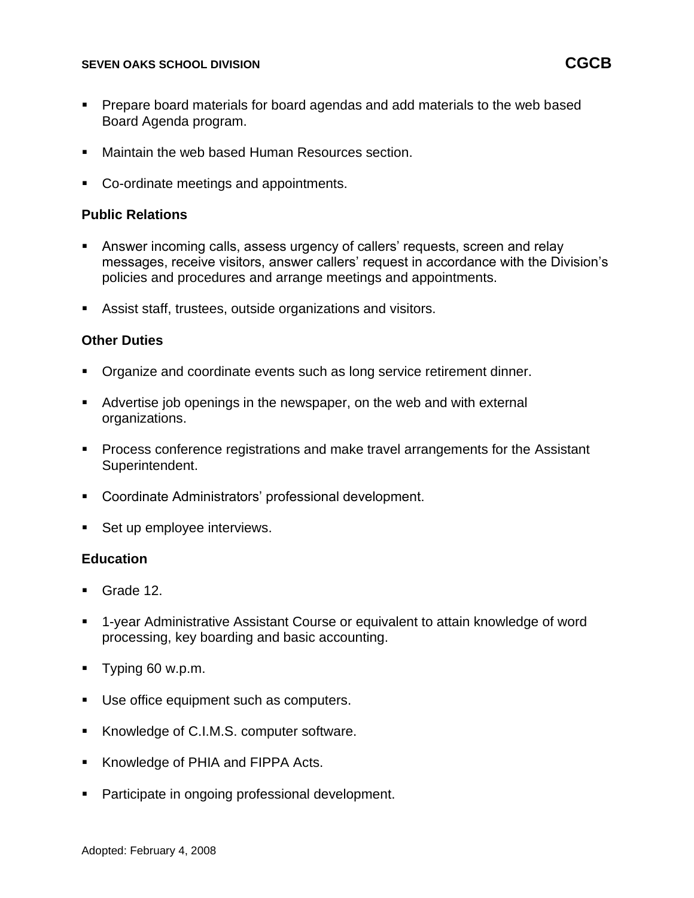- Prepare board materials for board agendas and add materials to the web based Board Agenda program.
- Maintain the web based Human Resources section.
- Co-ordinate meetings and appointments.

**Public Relations**

- Answer incoming calls, assess urgency of callers' requests, screen and relay messages, receive visitors, answer callers' request in accordance with the Division's policies and procedures and arrange meetings and appointments.
- Assist staff, trustees, outside organizations and visitors.

**Other Duties**

- Organize and coordinate events such as long service retirement dinner.
- Advertise job openings in the newspaper, on the web and with external organizations.
- Process conference registrations and make travel arrangements for the Assistant Superintendent.
- Coordinate Administrators' professional development.
- Set up employee interviews.

**Education**

- Grade 12.
- 1-year Administrative Assistant Course or equivalent to attain knowledge of word processing, key boarding and basic accounting.
- Typing 60 w.p.m.
- Use office equipment such as computers.
- Knowledge of C.I.M.S. computer software.
- Knowledge of PHIA and FIPPA Acts.
- Participate in ongoing professional development.

Adopted: February 4, 2008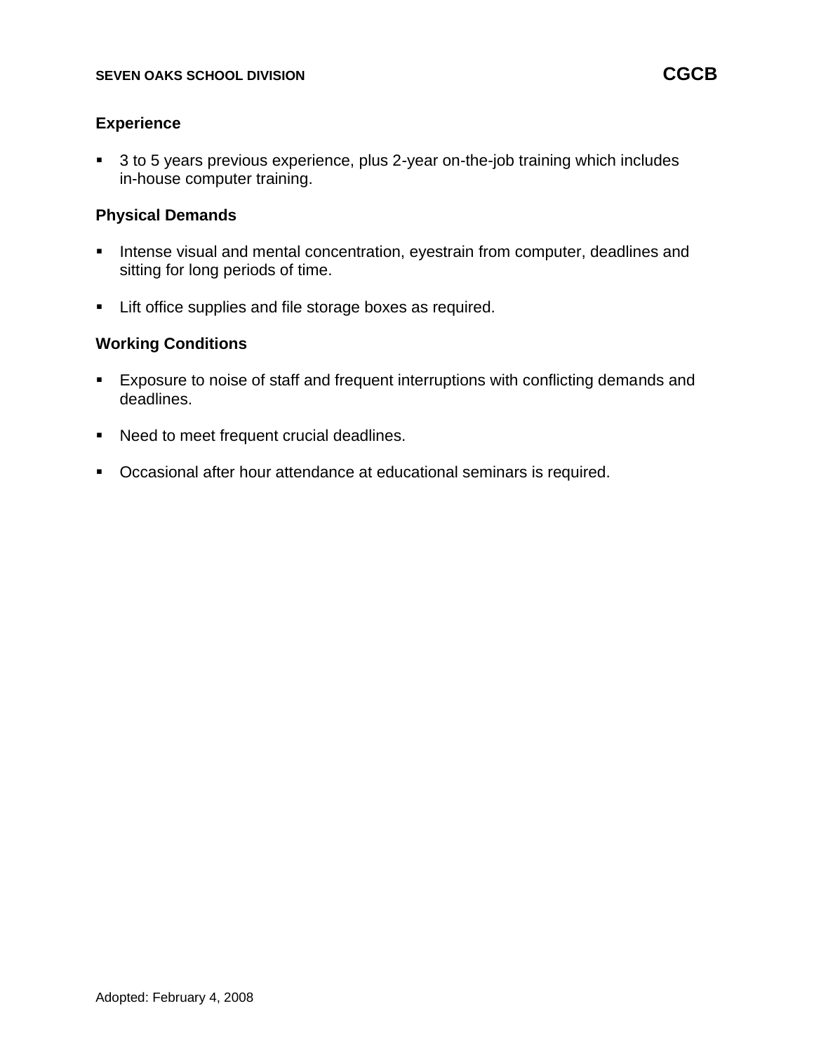**Experience**

- 3 to 5 years previous experience, plus 2-year on-the-job training which includes in-house computer training.

**Physical Demands**

- Intense visual and mental concentration, eyestrain from computer, deadlines and sitting for long periods of time.
- Lift office supplies and file storage boxes as required.

**Working Conditions**

- Exposure to noise of staff and frequent interruptions with conflicting demands and deadlines.
- Need to meet frequent crucial deadlines.
- Occasional after hour attendance at educational seminars is required.